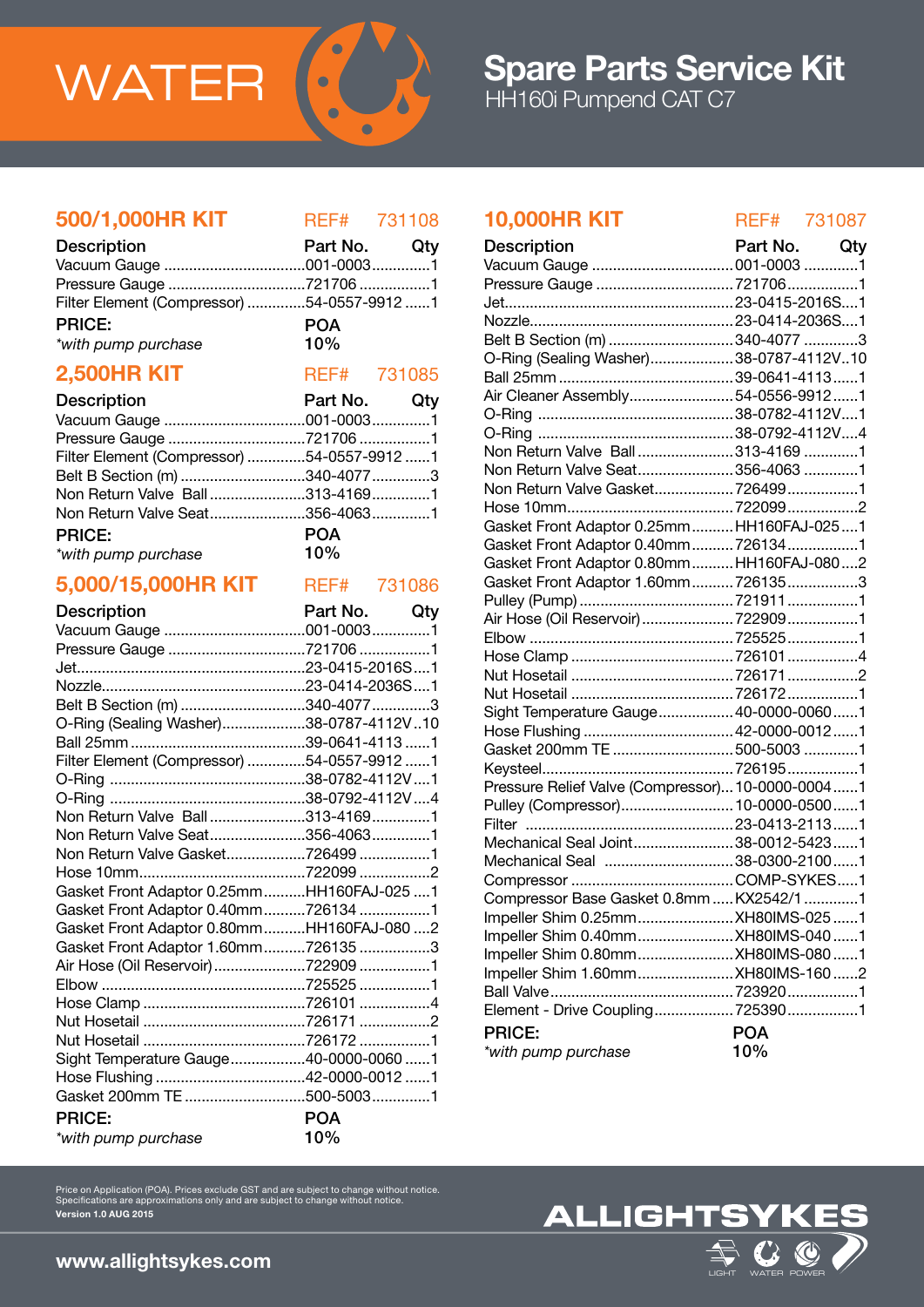# WATER

# Spare Parts Service Kit

HH160i Pumpend CAT C7

## 500/1,000HR KIT

REF# 731108

| Description | Part No. | Qty |
|---|---|---|
| Vacuum Gauge | 001-0003 | 1 |
| Pressure Gauge | 721706 | 1 |
| Filter Element (Compressor) | 54-0557-9912 | 1 |

**PRICE:** **POA**

*\*with pump purchase* **10%**

## 2,500HR KIT

REF# 731085

| Description | Part No. | Qty |
|---|---|---|
| Vacuum Gauge | 001-0003 | 1 |
| Pressure Gauge | 721706 | 1 |
| Filter Element (Compressor) | 54-0557-9912 | 1 |
| Belt B Section (m) | 340-4077 | 3 |
| Non Return Valve Ball | 313-4169 | 1 |
| Non Return Valve Seat | 356-4063 | 1 |

**PRICE:** **POA**

*\*with pump purchase* **10%**

## 5,000/15,000HR KIT

REF# 731086

| Description | Part No. | Qty |
|---|---|---|
| Vacuum Gauge | 001-0003 | 1 |
| Pressure Gauge | 721706 | 1 |
| Jet | 23-0415-2016S | 1 |
| Nozzle | 23-0414-2036S | 1 |
| Belt B Section (m) | 340-4077 | 3 |
| O-Ring (Sealing Washer) | 38-0787-4112V | 10 |
| Ball 25mm | 39-0641-4113 | 1 |
| Filter Element (Compressor) | 54-0557-9912 | 1 |
| O-Ring | 38-0782-4112V | 1 |
| O-Ring | 38-0792-4112V | 4 |
| Non Return Valve Ball | 313-4169 | 1 |
| Non Return Valve Seat | 356-4063 | 1 |
| Non Return Valve Gasket | 726499 | 1 |
| Hose 10mm | 722099 | 2 |
| Gasket Front Adaptor 0.25mm | HH160FAJ-025 | 1 |
| Gasket Front Adaptor 0.40mm | 726134 | 1 |
| Gasket Front Adaptor 0.80mm | HH160FAJ-080 | 2 |
| Gasket Front Adaptor 1.60mm | 726135 | 3 |
| Air Hose (Oil Reservoir) | 722909 | 1 |
| Elbow | 725525 | 1 |
| Hose Clamp | 726101 | 4 |
| Nut Hosetail | 726171 | 2 |
| Nut Hosetail | 726172 | 1 |
| Sight Temperature Gauge | 40-0000-0060 | 1 |
| Hose Flushing | 42-0000-0012 | 1 |
| Gasket 200mm TE | 500-5003 | 1 |

**PRICE:** **POA**

*\*with pump purchase* **10%**

## 10,000HR KIT

REF# 731087

| Description | Part No. | Qty |
|---|---|---|
| Vacuum Gauge | 001-0003 | 1 |
| Pressure Gauge | 721706 | 1 |
| Jet | 23-0415-2016S | 1 |
| Nozzle | 23-0414-2036S | 1 |
| Belt B Section (m) | 340-4077 | 3 |
| O-Ring (Sealing Washer) | 38-0787-4112V | 10 |
| Ball 25mm | 39-0641-4113 | 1 |
| Air Cleaner Assembly | 54-0556-9912 | 1 |
| O-Ring | 38-0782-4112V | 1 |
| O-Ring | 38-0792-4112V | 4 |
| Non Return Valve Ball | 313-4169 | 1 |
| Non Return Valve Seat | 356-4063 | 1 |
| Non Return Valve Gasket | 726499 | 1 |
| Hose 10mm | 722099 | 2 |
| Gasket Front Adaptor 0.25mm | HH160FAJ-025 | 1 |
| Gasket Front Adaptor 0.40mm | 726134 | 1 |
| Gasket Front Adaptor 0.80mm | HH160FAJ-080 | 2 |
| Gasket Front Adaptor 1.60mm | 726135 | 3 |
| Pulley (Pump) | 721911 | 1 |
| Air Hose (Oil Reservoir) | 722909 | 1 |
| Elbow | 725525 | 1 |
| Hose Clamp | 726101 | 4 |
| Nut Hosetail | 726171 | 2 |
| Nut Hosetail | 726172 | 1 |
| Sight Temperature Gauge | 40-0000-0060 | 1 |
| Hose Flushing | 42-0000-0012 | 1 |
| Gasket 200mm TE | 500-5003 | 1 |
| Keysteel | 726195 | 1 |
| Pressure Relief Valve (Compressor) | 10-0000-0004 | 1 |
| Pulley (Compressor) | 10-0000-0500 | 1 |
| Filter | 23-0413-2113 | 1 |
| Mechanical Seal Joint | 38-0012-5423 | 1 |
| Mechanical Seal | 38-0300-2100 | 1 |
| Compressor | COMP-SYKES | 1 |
| Compressor Base Gasket 0.8mm | KX2542/1 | 1 |
| Impeller Shim 0.25mm | XH80IMS-025 | 1 |
| Impeller Shim 0.40mm | XH80IMS-040 | 1 |
| Impeller Shim 0.80mm | XH80IMS-080 | 1 |
| Impeller Shim 1.60mm | XH80IMS-160 | 2 |
| Ball Valve | 723920 | 1 |
| Element - Drive Coupling | 725390 | 1 |

**PRICE:** **POA**

*\*with pump purchase* **10%**

Price on Application (POA). Prices exclude GST and are subject to change without notice.
Specifications are approximations only and are subject to change without notice.
**Version 1.0 AUG 2015**

**www.allightsykes.com**

ALLIGHTSYKES

LIGHT WATER POWER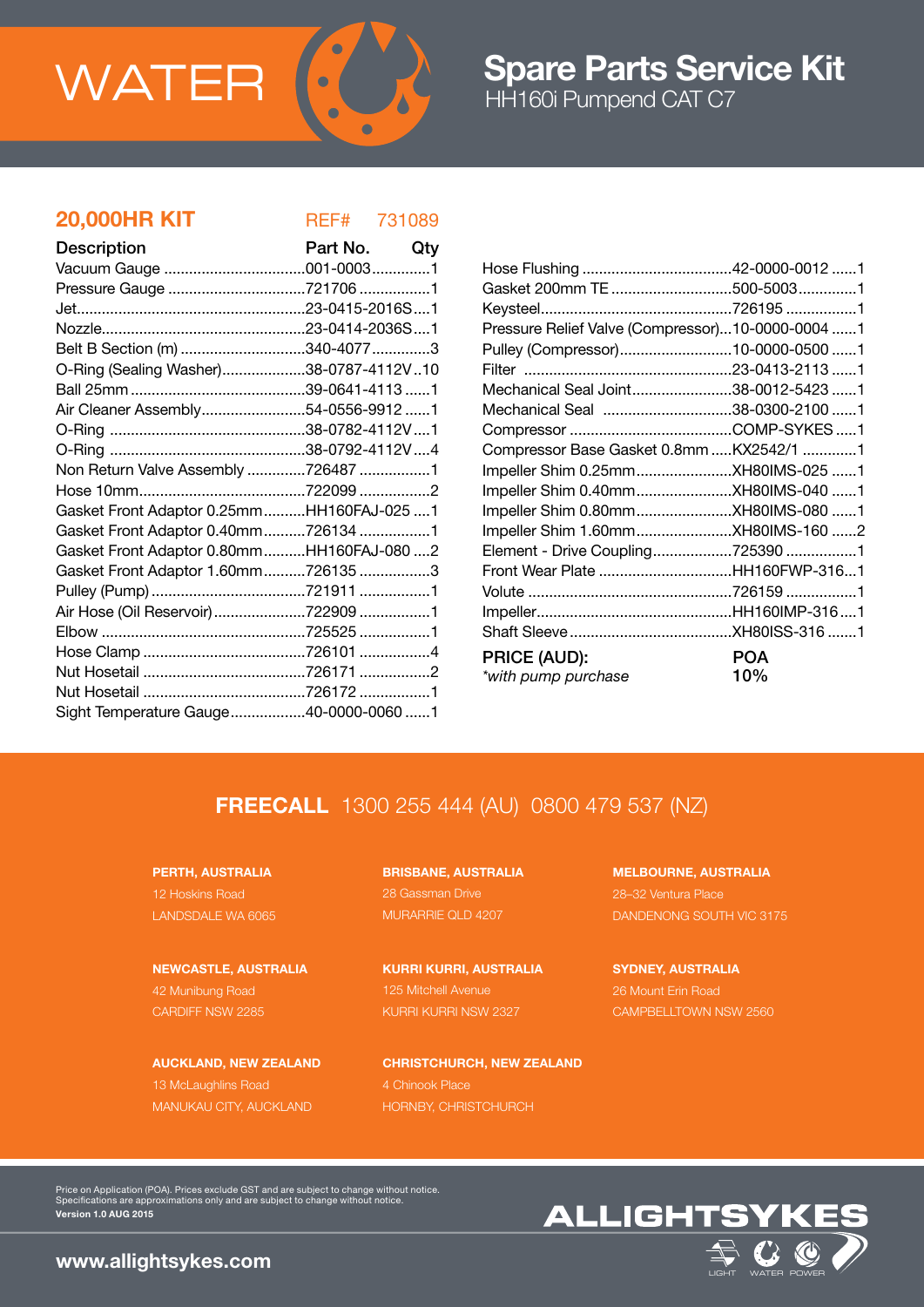# WATER

## Spare Parts Service Kit

HH160i Pumpend CAT C7

### 20,000HR KIT REF# 731089

| Description | Part No. | Qty |
|---|---|---|
| Vacuum Gauge | 001-0003 | 1 |
| Pressure Gauge | 721706 | 1 |
| Jet | 23-0415-2016S | 1 |
| Nozzle | 23-0414-2036S | 1 |
| Belt B Section (m) | 340-4077 | 3 |
| O-Ring (Sealing Washer) | 38-0787-4112V | 10 |
| Ball 25mm | 39-0641-4113 | 1 |
| Air Cleaner Assembly | 54-0556-9912 | 1 |
| O-Ring | 38-0782-4112V | 1 |
| O-Ring | 38-0792-4112V | 4 |
| Non Return Valve Assembly | 726487 | 1 |
| Hose 10mm | 722099 | 2 |
| Gasket Front Adaptor 0.25mm | HH160FAJ-025 | 1 |
| Gasket Front Adaptor 0.40mm | 726134 | 1 |
| Gasket Front Adaptor 0.80mm | HH160FAJ-080 | 2 |
| Gasket Front Adaptor 1.60mm | 726135 | 3 |
| Pulley (Pump) | 721911 | 1 |
| Air Hose (Oil Reservoir) | 722909 | 1 |
| Elbow | 725525 | 1 |
| Hose Clamp | 726101 | 4 |
| Nut Hosetail | 726171 | 2 |
| Nut Hosetail | 726172 | 1 |
| Sight Temperature Gauge | 40-0000-0060 | 1 |
| Hose Flushing | 42-0000-0012 | 1 |
| Gasket 200mm TE | 500-5003 | 1 |
| Keysteel | 726195 | 1 |
| Pressure Relief Valve (Compressor) | 10-0000-0004 | 1 |
| Pulley (Compressor) | 10-0000-0500 | 1 |
| Filter | 23-0413-2113 | 1 |
| Mechanical Seal Joint | 38-0012-5423 | 1 |
| Mechanical Seal | 38-0300-2100 | 1 |
| Compressor | COMP-SYKES | 1 |
| Compressor Base Gasket 0.8mm | KX2542/1 | 1 |
| Impeller Shim 0.25mm | XH80IMS-025 | 1 |
| Impeller Shim 0.40mm | XH80IMS-040 | 1 |
| Impeller Shim 0.80mm | XH80IMS-080 | 1 |
| Impeller Shim 1.60mm | XH80IMS-160 | 2 |
| Element - Drive Coupling | 725390 | 1 |
| Front Wear Plate | HH160FWP-316 | 1 |
| Volute | 726159 | 1 |
| Impeller | HH160IMP-316 | 1 |
| Shaft Sleeve | XH80ISS-316 | 1 |

**PRICE (AUD):** POA
*\*with pump purchase* 10%

**FREECALL** 1300 255 444 (AU) 0800 479 537 (NZ)

**PERTH, AUSTRALIA**
12 Hoskins Road
LANDSDALE WA 6065

**BRISBANE, AUSTRALIA**
28 Gassman Drive
MURARRIE QLD 4207

**MELBOURNE, AUSTRALIA**
28–32 Ventura Place
DANDENONG SOUTH VIC 3175

**NEWCASTLE, AUSTRALIA**
42 Munibung Road
CARDIFF NSW 2285

**KURRI KURRI, AUSTRALIA**
125 Mitchell Avenue
KURRI KURRI NSW 2327

**SYDNEY, AUSTRALIA**
26 Mount Erin Road
CAMPBELLTOWN NSW 2560

**AUCKLAND, NEW ZEALAND**
13 McLaughlins Road
MANUKAU CITY, AUCKLAND

**CHRISTCHURCH, NEW ZEALAND**
4 Chinook Place
HORNBY, CHRISTCHURCH

Price on Application (POA). Prices exclude GST and are subject to change without notice.
Specifications are approximations only and are subject to change without notice.
**Version 1.0 AUG 2015**

**www.allightsykes.com**

ALLIGHTSYKES
LIGHT WATER POWER